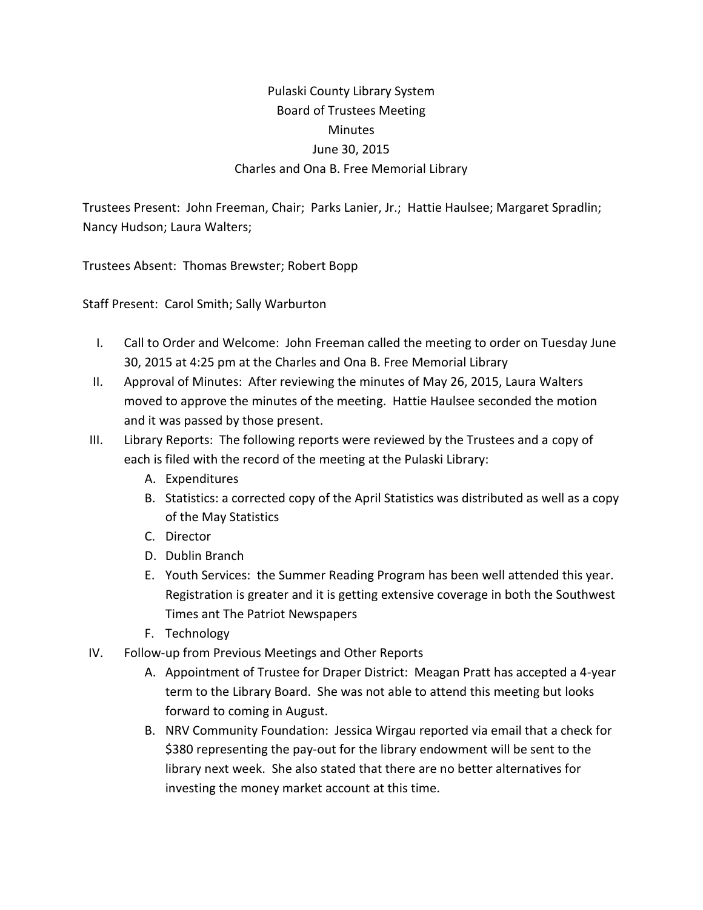# Pulaski County Library System
## Board of Trustees Meeting
## Minutes
## June 30, 2015
## Charles and Ona B. Free Memorial Library

Trustees Present: John Freeman, Chair; Parks Lanier, Jr.; Hattie Haulsee; Margaret Spradlin; Nancy Hudson; Laura Walters;

Trustees Absent: Thomas Brewster; Robert Bopp

Staff Present: Carol Smith; Sally Warburton

I. Call to Order and Welcome: John Freeman called the meeting to order on Tuesday June 30, 2015 at 4:25 pm at the Charles and Ona B. Free Memorial Library

II. Approval of Minutes: After reviewing the minutes of May 26, 2015, Laura Walters moved to approve the minutes of the meeting. Hattie Haulsee seconded the motion and it was passed by those present.

III. Library Reports: The following reports were reviewed by the Trustees and a copy of each is filed with the record of the meeting at the Pulaski Library:
   A. Expenditures
   B. Statistics: a corrected copy of the April Statistics was distributed as well as a copy of the May Statistics
   C. Director
   D. Dublin Branch
   E. Youth Services: the Summer Reading Program has been well attended this year. Registration is greater and it is getting extensive coverage in both the Southwest Times ant The Patriot Newspapers
   F. Technology

IV. Follow-up from Previous Meetings and Other Reports
   A. Appointment of Trustee for Draper District: Meagan Pratt has accepted a 4-year term to the Library Board. She was not able to attend this meeting but looks forward to coming in August.
   B. NRV Community Foundation: Jessica Wirgau reported via email that a check for $380 representing the pay-out for the library endowment will be sent to the library next week. She also stated that there are no better alternatives for investing the money market account at this time.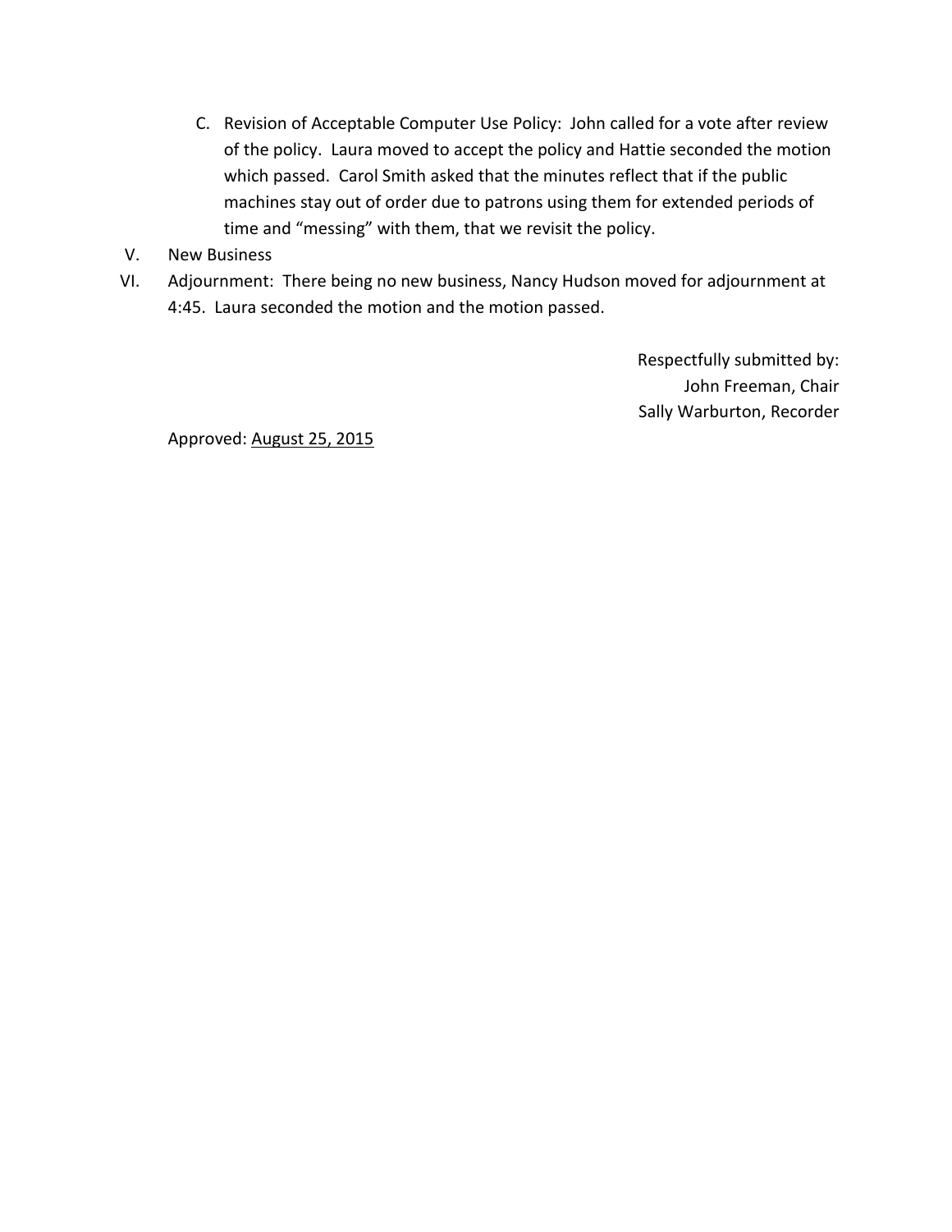C. Revision of Acceptable Computer Use Policy: John called for a vote after review of the policy. Laura moved to accept the policy and Hattie seconded the motion which passed. Carol Smith asked that the minutes reflect that if the public machines stay out of order due to patrons using them for extended periods of time and "messing" with them, that we revisit the policy.

V. New Business

VI. Adjournment: There being no new business, Nancy Hudson moved for adjournment at 4:45. Laura seconded the motion and the motion passed.

Respectfully submitted by:
John Freeman, Chair
Sally Warburton, Recorder

Approved: August 25, 2015